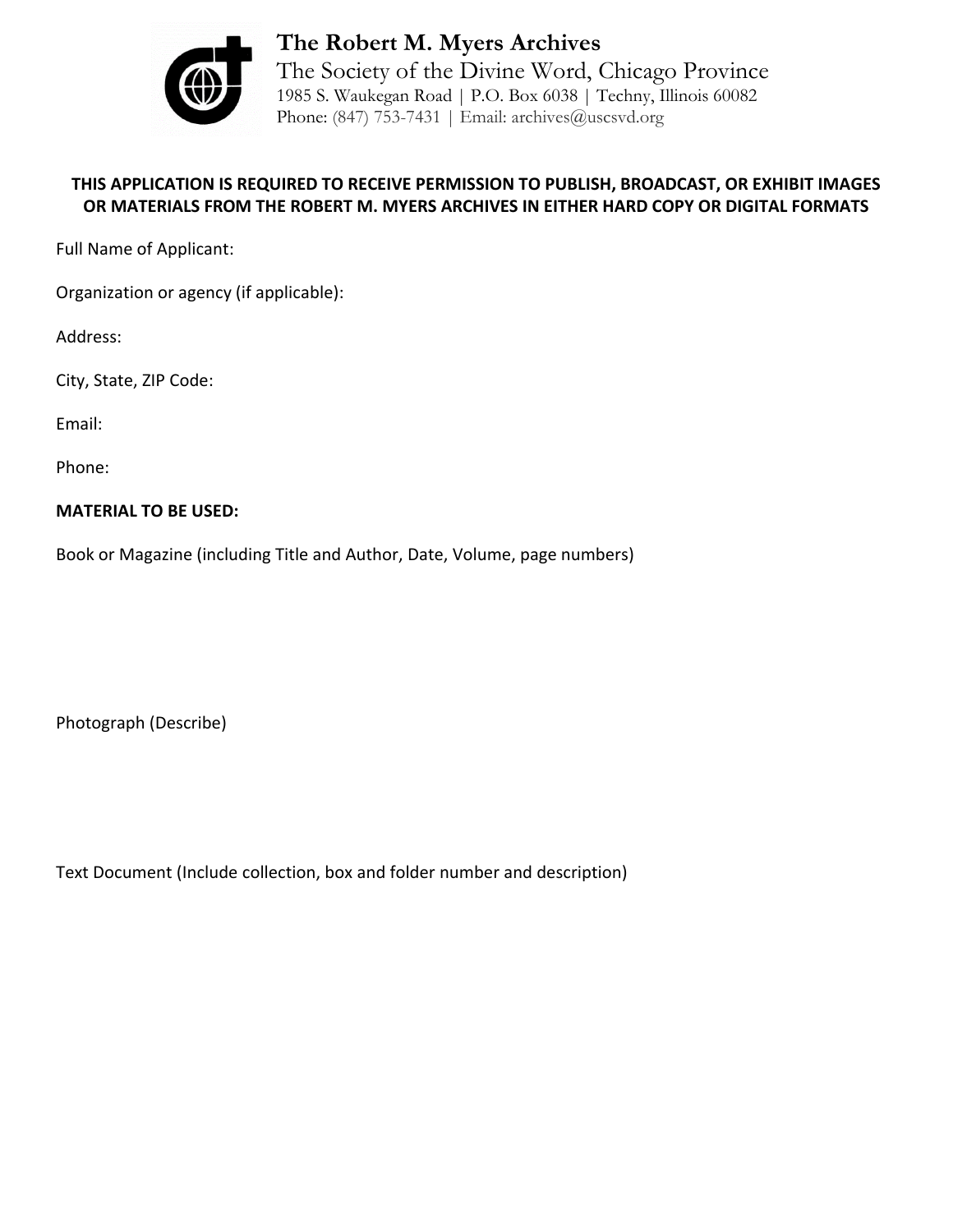# The Robert M. Myers Archives

The Society of the Divine Word, Chicago Province
1985 S. Waukegan Road | P.O. Box 6038 | Techny, Illinois 60082
Phone: (847) 753-7431 | Email: archives@uscsvd.org

**THIS APPLICATION IS REQUIRED TO RECEIVE PERMISSION TO PUBLISH, BROADCAST, OR EXHIBIT IMAGES OR MATERIALS FROM THE ROBERT M. MYERS ARCHIVES IN EITHER HARD COPY OR DIGITAL FORMATS**

Full Name of Applicant:

Organization or agency (if applicable):

Address:

City, State, ZIP Code:

Email:

Phone:

**MATERIAL TO BE USED:**

Book or Magazine (including Title and Author, Date, Volume, page numbers)

Photograph (Describe)

Text Document (Include collection, box and folder number and description)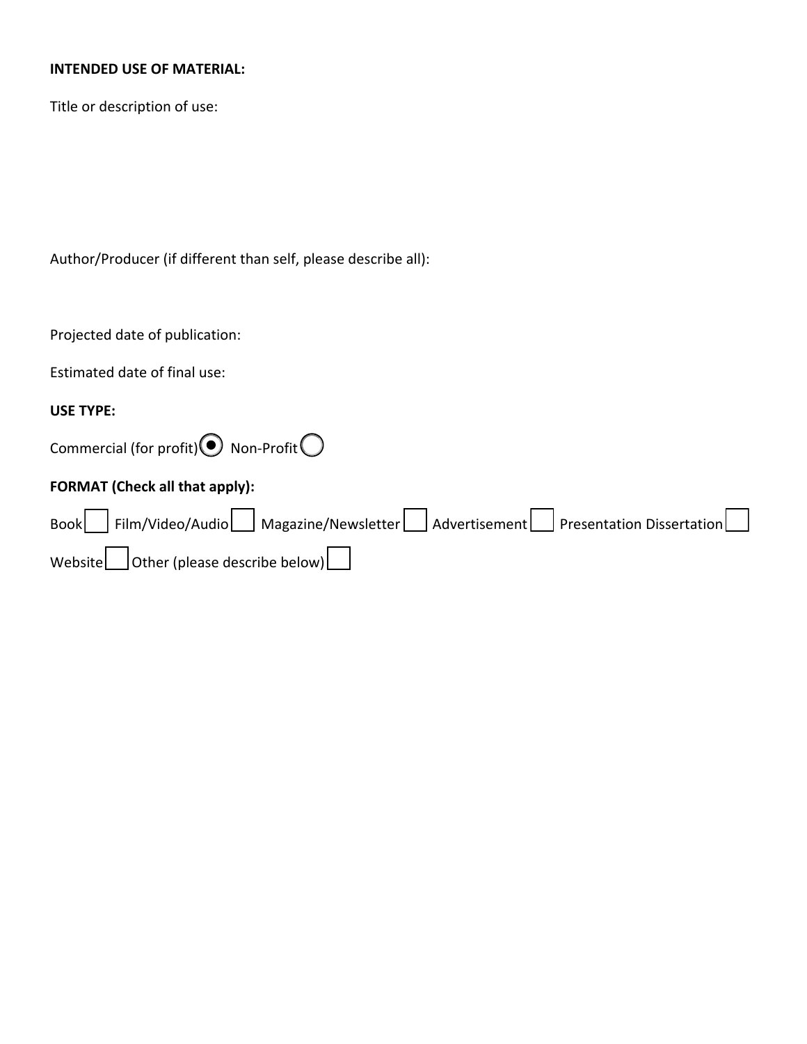**INTENDED USE OF MATERIAL:**

Title or description of use:

Author/Producer (if different than self, please describe all):

Projected date of publication:

Estimated date of final use:

**USE TYPE:**

Commercial (for profit) ◉ Non-Profit ○

**FORMAT (Check all that apply):**

Book ☐ Film/Video/Audio ☐ Magazine/Newsletter ☐ Advertisement ☐ Presentation Dissertation ☐

Website ☐ Other (please describe below) ☐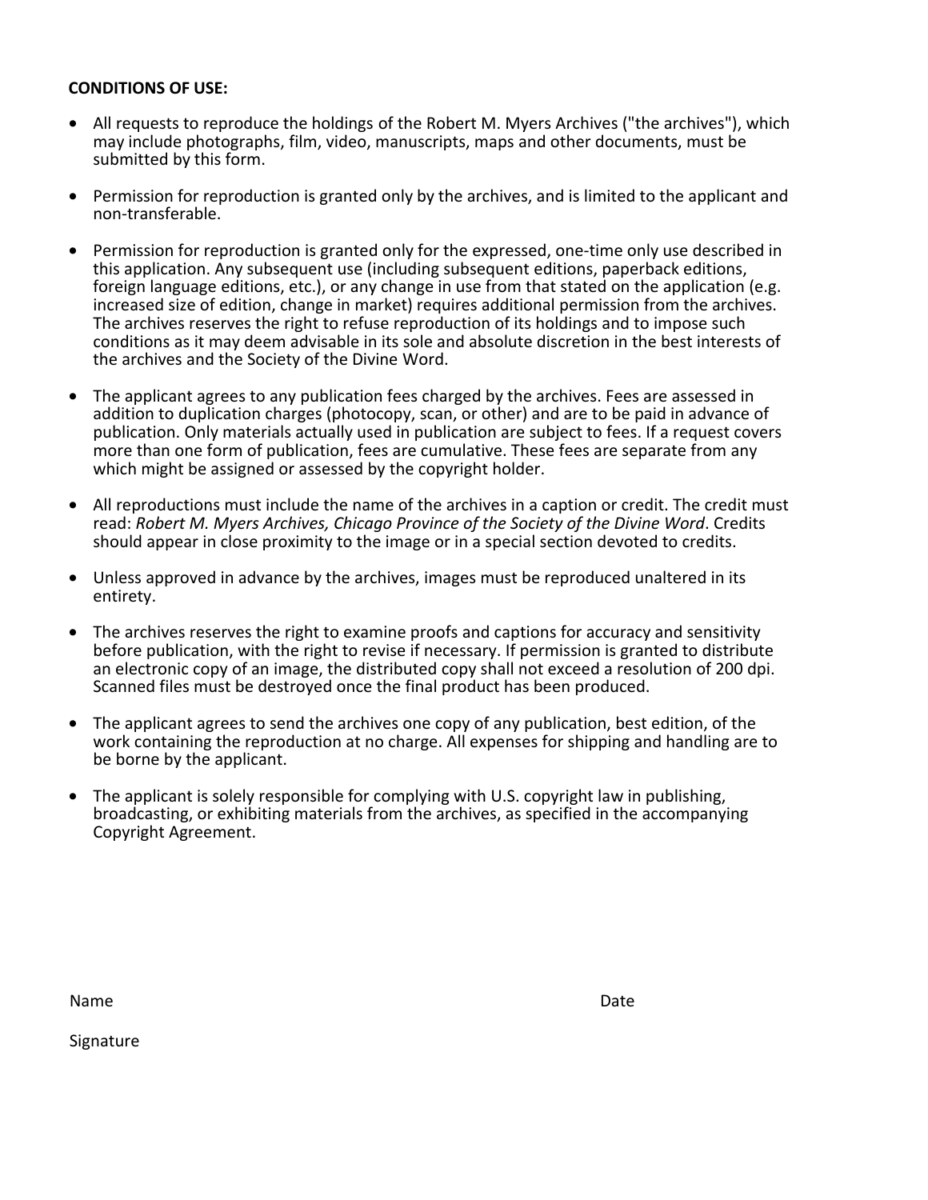**CONDITIONS OF USE:**

- All requests to reproduce the holdings of the Robert M. Myers Archives ("the archives"), which may include photographs, film, video, manuscripts, maps and other documents, must be submitted by this form.

- Permission for reproduction is granted only by the archives, and is limited to the applicant and non-transferable.

- Permission for reproduction is granted only for the expressed, one-time only use described in this application. Any subsequent use (including subsequent editions, paperback editions, foreign language editions, etc.), or any change in use from that stated on the application (e.g. increased size of edition, change in market) requires additional permission from the archives. The archives reserves the right to refuse reproduction of its holdings and to impose such conditions as it may deem advisable in its sole and absolute discretion in the best interests of the archives and the Society of the Divine Word.

- The applicant agrees to any publication fees charged by the archives. Fees are assessed in addition to duplication charges (photocopy, scan, or other) and are to be paid in advance of publication. Only materials actually used in publication are subject to fees. If a request covers more than one form of publication, fees are cumulative. These fees are separate from any which might be assigned or assessed by the copyright holder.

- All reproductions must include the name of the archives in a caption or credit. The credit must read: *Robert M. Myers Archives, Chicago Province of the Society of the Divine Word*. Credits should appear in close proximity to the image or in a special section devoted to credits.

- Unless approved in advance by the archives, images must be reproduced unaltered in its entirety.

- The archives reserves the right to examine proofs and captions for accuracy and sensitivity before publication, with the right to revise if necessary. If permission is granted to distribute an electronic copy of an image, the distributed copy shall not exceed a resolution of 200 dpi. Scanned files must be destroyed once the final product has been produced.

- The applicant agrees to send the archives one copy of any publication, best edition, of the work containing the reproduction at no charge. All expenses for shipping and handling are to be borne by the applicant.

- The applicant is solely responsible for complying with U.S. copyright law in publishing, broadcasting, or exhibiting materials from the archives, as specified in the accompanying Copyright Agreement.

Name Date

Signature